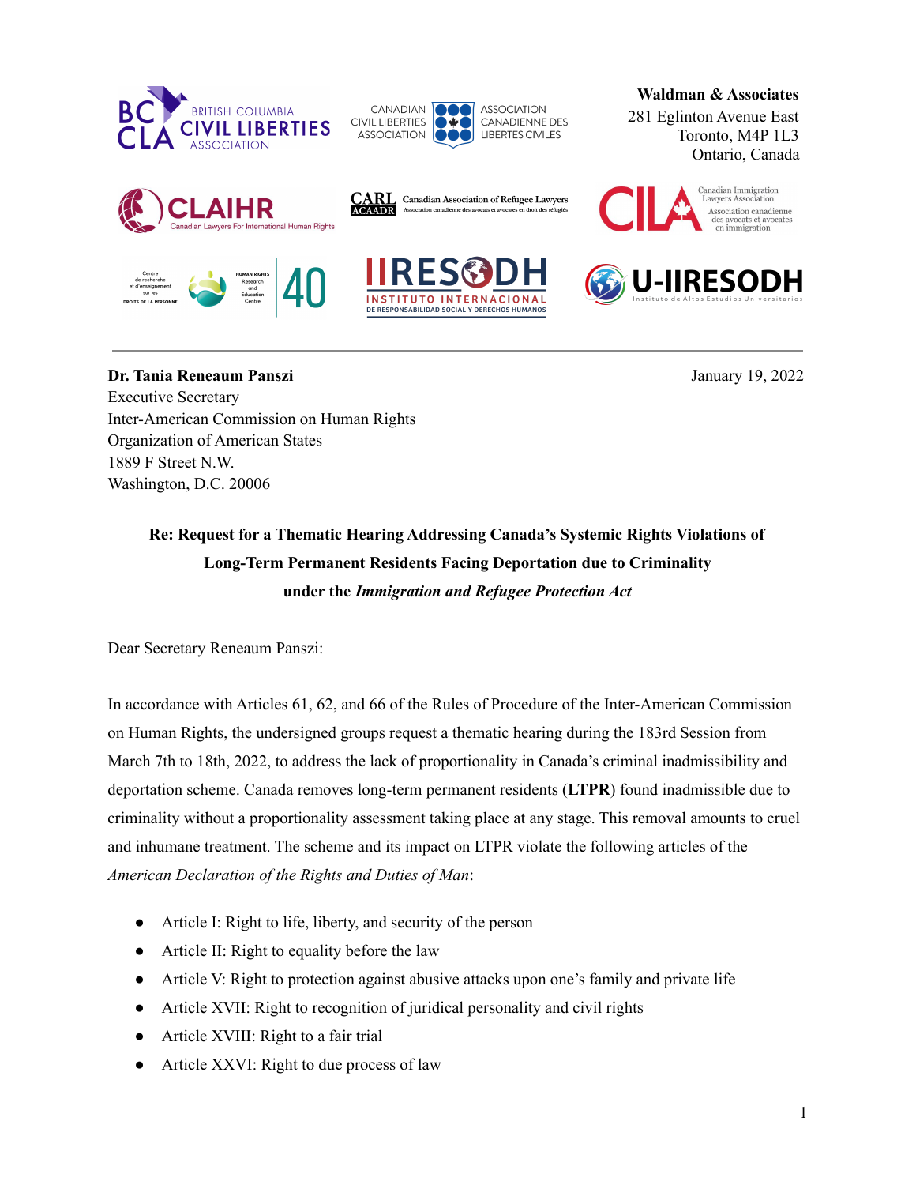**Waldman & Associates**
281 Eglinton Avenue East
Toronto, M4P 1L3
Ontario, Canada

---

**Dr. Tania Reneaum Panszi**
Executive Secretary
Inter-American Commission on Human Rights
Organization of American States
1889 F Street N.W.
Washington, D.C. 20006

January 19, 2022

**Re: Request for a Thematic Hearing Addressing Canada's Systemic Rights Violations of Long-Term Permanent Residents Facing Deportation due to Criminality under the *Immigration and Refugee Protection Act***

Dear Secretary Reneaum Panszi:

In accordance with Articles 61, 62, and 66 of the Rules of Procedure of the Inter-American Commission on Human Rights, the undersigned groups request a thematic hearing during the 183rd Session from March 7th to 18th, 2022, to address the lack of proportionality in Canada's criminal inadmissibility and deportation scheme. Canada removes long-term permanent residents (**LTPR**) found inadmissible due to criminality without a proportionality assessment taking place at any stage. This removal amounts to cruel and inhumane treatment. The scheme and its impact on LTPR violate the following articles of the *American Declaration of the Rights and Duties of Man*:

- Article I: Right to life, liberty, and security of the person
- Article II: Right to equality before the law
- Article V: Right to protection against abusive attacks upon one's family and private life
- Article XVII: Right to recognition of juridical personality and civil rights
- Article XVIII: Right to a fair trial
- Article XXVI: Right to due process of law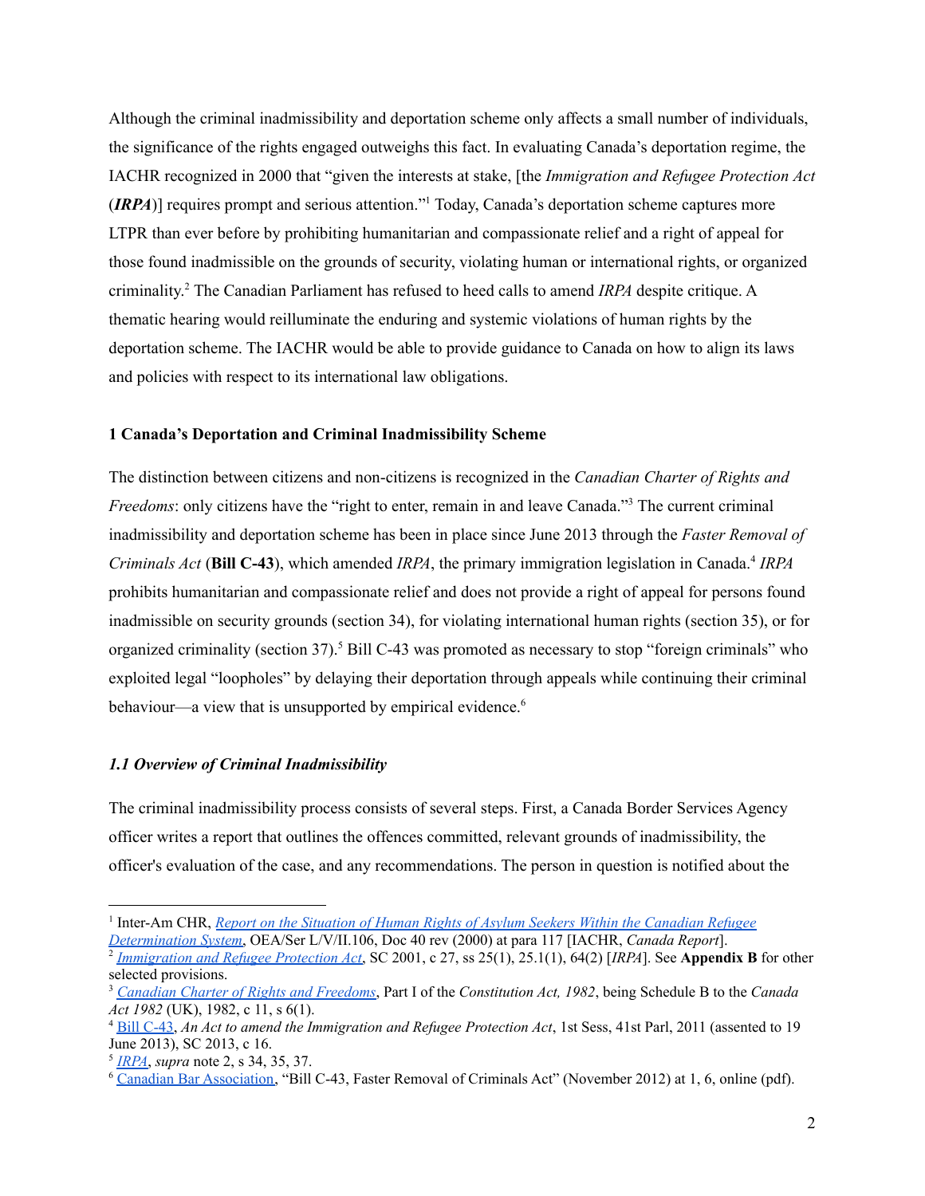Although the criminal inadmissibility and deportation scheme only affects a small number of individuals, the significance of the rights engaged outweighs this fact. In evaluating Canada's deportation regime, the IACHR recognized in 2000 that "given the interests at stake, [the *Immigration and Refugee Protection Act* (***IRPA***)] requires prompt and serious attention."[1] Today, Canada's deportation scheme captures more LTPR than ever before by prohibiting humanitarian and compassionate relief and a right of appeal for those found inadmissible on the grounds of security, violating human or international rights, or organized criminality.[2] The Canadian Parliament has refused to heed calls to amend *IRPA* despite critique. A thematic hearing would reilluminate the enduring and systemic violations of human rights by the deportation scheme. The IACHR would be able to provide guidance to Canada on how to align its laws and policies with respect to its international law obligations.

### 1 Canada's Deportation and Criminal Inadmissibility Scheme

The distinction between citizens and non-citizens is recognized in the *Canadian Charter of Rights and Freedoms*: only citizens have the "right to enter, remain in and leave Canada."[3] The current criminal inadmissibility and deportation scheme has been in place since June 2013 through the *Faster Removal of Criminals Act* (**Bill C-43**), which amended *IRPA*, the primary immigration legislation in Canada.[4] *IRPA* prohibits humanitarian and compassionate relief and does not provide a right of appeal for persons found inadmissible on security grounds (section 34), for violating international human rights (section 35), or for organized criminality (section 37).[5] Bill C-43 was promoted as necessary to stop "foreign criminals" who exploited legal "loopholes" by delaying their deportation through appeals while continuing their criminal behaviour—a view that is unsupported by empirical evidence.[6]

#### *1.1 Overview of Criminal Inadmissibility*

The criminal inadmissibility process consists of several steps. First, a Canada Border Services Agency officer writes a report that outlines the offences committed, relevant grounds of inadmissibility, the officer's evaluation of the case, and any recommendations. The person in question is notified about the

---

[1] Inter-Am CHR, *Report on the Situation of Human Rights of Asylum Seekers Within the Canadian Refugee Determination System*, OEA/Ser L/V/II.106, Doc 40 rev (2000) at para 117 [IACHR, *Canada Report*].

[2] *Immigration and Refugee Protection Act*, SC 2001, c 27, ss 25(1), 25.1(1), 64(2) [*IRPA*]. See **Appendix B** for other selected provisions.

[3] *Canadian Charter of Rights and Freedoms*, Part I of the *Constitution Act, 1982*, being Schedule B to the *Canada Act 1982* (UK), 1982, c 11, s 6(1).

[4] Bill C-43, *An Act to amend the Immigration and Refugee Protection Act*, 1st Sess, 41st Parl, 2011 (assented to 19 June 2013), SC 2013, c 16.

[5] *IRPA*, *supra* note 2, s 34, 35, 37.

[6] Canadian Bar Association, "Bill C-43, Faster Removal of Criminals Act" (November 2012) at 1, 6, online (pdf).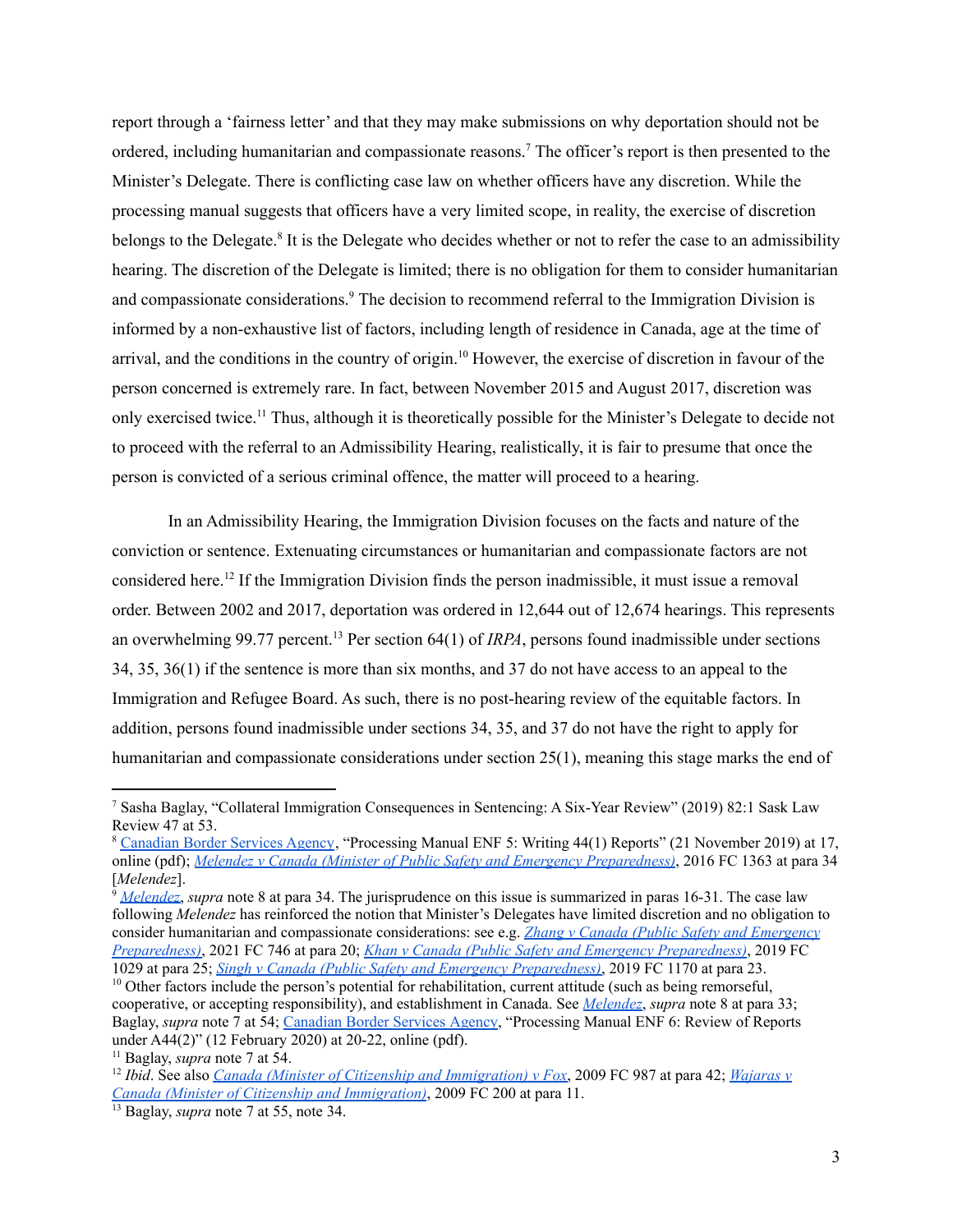report through a 'fairness letter' and that they may make submissions on why deportation should not be ordered, including humanitarian and compassionate reasons.[7] The officer's report is then presented to the Minister's Delegate. There is conflicting case law on whether officers have any discretion. While the processing manual suggests that officers have a very limited scope, in reality, the exercise of discretion belongs to the Delegate.[8] It is the Delegate who decides whether or not to refer the case to an admissibility hearing. The discretion of the Delegate is limited; there is no obligation for them to consider humanitarian and compassionate considerations.[9] The decision to recommend referral to the Immigration Division is informed by a non-exhaustive list of factors, including length of residence in Canada, age at the time of arrival, and the conditions in the country of origin.[10] However, the exercise of discretion in favour of the person concerned is extremely rare. In fact, between November 2015 and August 2017, discretion was only exercised twice.[11] Thus, although it is theoretically possible for the Minister's Delegate to decide not to proceed with the referral to an Admissibility Hearing, realistically, it is fair to presume that once the person is convicted of a serious criminal offence, the matter will proceed to a hearing.

In an Admissibility Hearing, the Immigration Division focuses on the facts and nature of the conviction or sentence. Extenuating circumstances or humanitarian and compassionate factors are not considered here.[12] If the Immigration Division finds the person inadmissible, it must issue a removal order. Between 2002 and 2017, deportation was ordered in 12,644 out of 12,674 hearings. This represents an overwhelming 99.77 percent.[13] Per section 64(1) of *IRPA*, persons found inadmissible under sections 34, 35, 36(1) if the sentence is more than six months, and 37 do not have access to an appeal to the Immigration and Refugee Board. As such, there is no post-hearing review of the equitable factors. In addition, persons found inadmissible under sections 34, 35, and 37 do not have the right to apply for humanitarian and compassionate considerations under section 25(1), meaning this stage marks the end of

---

[7] Sasha Baglay, "Collateral Immigration Consequences in Sentencing: A Six-Year Review" (2019) 82:1 Sask Law Review 47 at 53.

[8] Canadian Border Services Agency, "Processing Manual ENF 5: Writing 44(1) Reports" (21 November 2019) at 17, online (pdf); *Melendez v Canada (Minister of Public Safety and Emergency Preparedness)*, 2016 FC 1363 at para 34 [*Melendez*].

[9] *Melendez*, *supra* note 8 at para 34. The jurisprudence on this issue is summarized in paras 16-31. The case law following *Melendez* has reinforced the notion that Minister's Delegates have limited discretion and no obligation to consider humanitarian and compassionate considerations: see e.g. *Zhang v Canada (Public Safety and Emergency Preparedness)*, 2021 FC 746 at para 20; *Khan v Canada (Public Safety and Emergency Preparedness)*, 2019 FC 1029 at para 25; *Singh v Canada (Public Safety and Emergency Preparedness)*, 2019 FC 1170 at para 23.

[10] Other factors include the person's potential for rehabilitation, current attitude (such as being remorseful, cooperative, or accepting responsibility), and establishment in Canada. See *Melendez*, *supra* note 8 at para 33; Baglay, *supra* note 7 at 54; Canadian Border Services Agency, "Processing Manual ENF 6: Review of Reports under A44(2)" (12 February 2020) at 20-22, online (pdf).

[11] Baglay, *supra* note 7 at 54.

[12] *Ibid*. See also *Canada (Minister of Citizenship and Immigration) v Fox*, 2009 FC 987 at para 42; *Wajaras v Canada (Minister of Citizenship and Immigration)*, 2009 FC 200 at para 11.

[13] Baglay, *supra* note 7 at 55, note 34.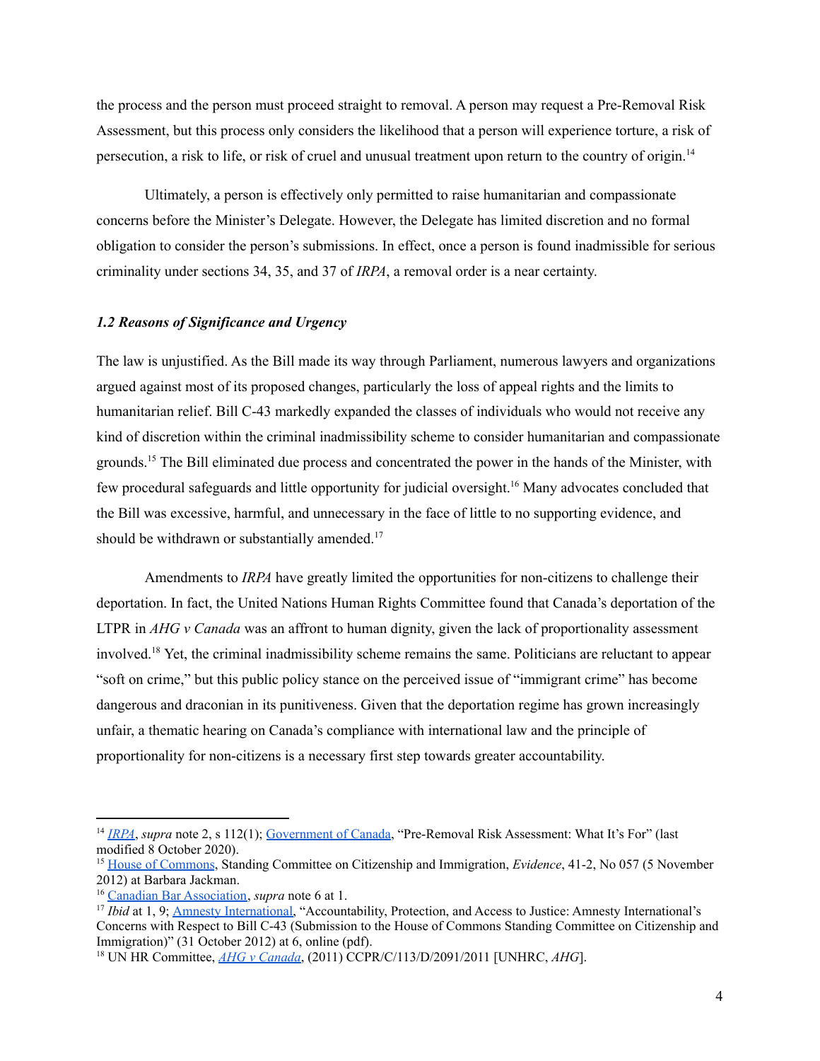the process and the person must proceed straight to removal. A person may request a Pre-Removal Risk Assessment, but this process only considers the likelihood that a person will experience torture, a risk of persecution, a risk to life, or risk of cruel and unusual treatment upon return to the country of origin.[14]

Ultimately, a person is effectively only permitted to raise humanitarian and compassionate concerns before the Minister's Delegate. However, the Delegate has limited discretion and no formal obligation to consider the person's submissions. In effect, once a person is found inadmissible for serious criminality under sections 34, 35, and 37 of *IRPA*, a removal order is a near certainty.

### *1.2 Reasons of Significance and Urgency*

The law is unjustified. As the Bill made its way through Parliament, numerous lawyers and organizations argued against most of its proposed changes, particularly the loss of appeal rights and the limits to humanitarian relief. Bill C-43 markedly expanded the classes of individuals who would not receive any kind of discretion within the criminal inadmissibility scheme to consider humanitarian and compassionate grounds.[15] The Bill eliminated due process and concentrated the power in the hands of the Minister, with few procedural safeguards and little opportunity for judicial oversight.[16] Many advocates concluded that the Bill was excessive, harmful, and unnecessary in the face of little to no supporting evidence, and should be withdrawn or substantially amended.[17]

Amendments to *IRPA* have greatly limited the opportunities for non-citizens to challenge their deportation. In fact, the United Nations Human Rights Committee found that Canada's deportation of the LTPR in *AHG v Canada* was an affront to human dignity, given the lack of proportionality assessment involved.[18] Yet, the criminal inadmissibility scheme remains the same. Politicians are reluctant to appear "soft on crime," but this public policy stance on the perceived issue of "immigrant crime" has become dangerous and draconian in its punitiveness. Given that the deportation regime has grown increasingly unfair, a thematic hearing on Canada's compliance with international law and the principle of proportionality for non-citizens is a necessary first step towards greater accountability.

---

[14] *IRPA*, *supra* note 2, s 112(1); Government of Canada, "Pre-Removal Risk Assessment: What It's For" (last modified 8 October 2020).

[15] House of Commons, Standing Committee on Citizenship and Immigration, *Evidence*, 41-2, No 057 (5 November 2012) at Barbara Jackman.

[16] Canadian Bar Association, *supra* note 6 at 1.

[17] *Ibid* at 1, 9; Amnesty International, "Accountability, Protection, and Access to Justice: Amnesty International's Concerns with Respect to Bill C-43 (Submission to the House of Commons Standing Committee on Citizenship and Immigration)" (31 October 2012) at 6, online (pdf).

[18] UN HR Committee, *AHG v Canada*, (2011) CCPR/C/113/D/2091/2011 [UNHRC, *AHG*].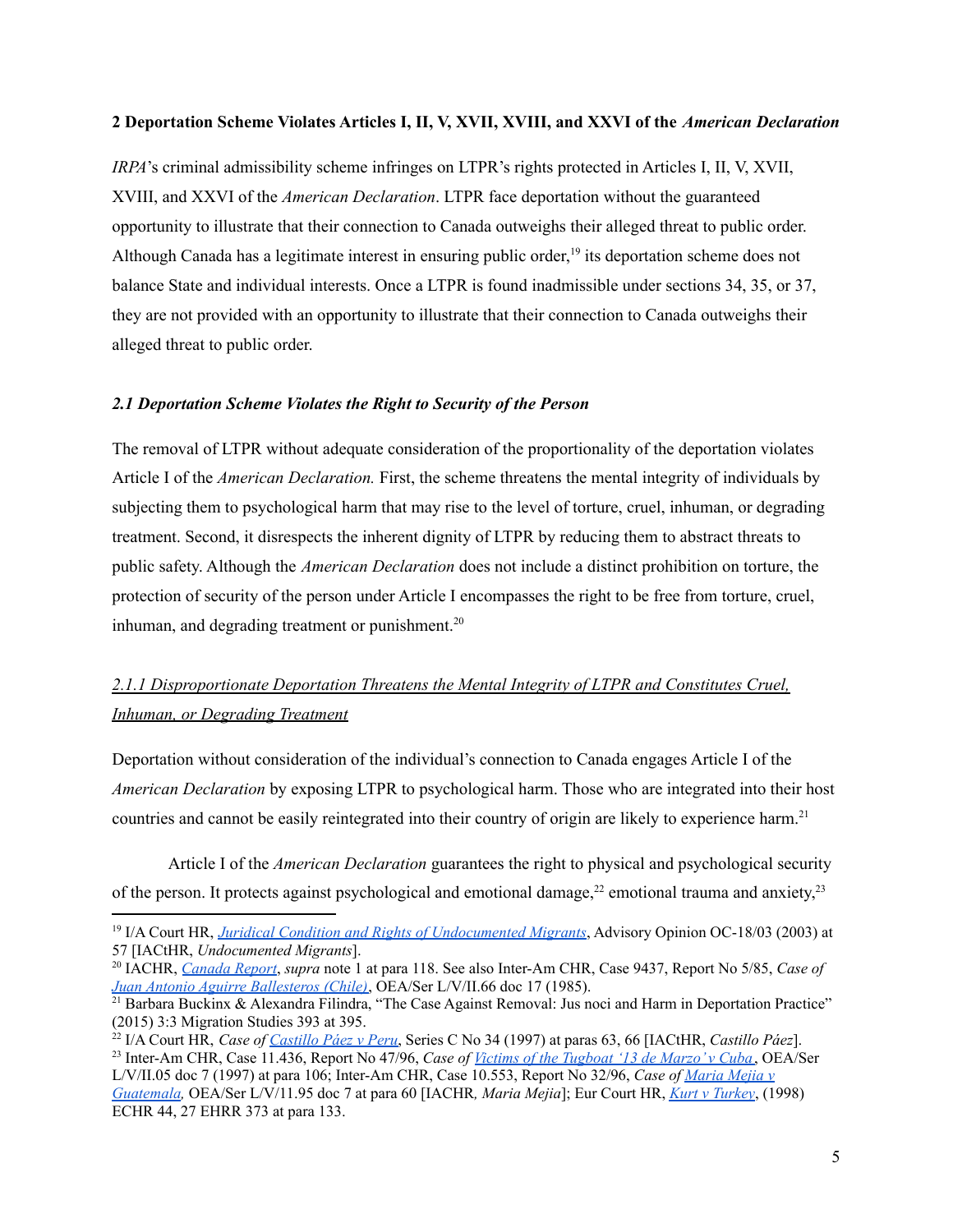**2 Deportation Scheme Violates Articles I, II, V, XVII, XVIII, and XXVI of the *American Declaration***

*IRPA*'s criminal admissibility scheme infringes on LTPR's rights protected in Articles I, II, V, XVII, XVIII, and XXVI of the *American Declaration*. LTPR face deportation without the guaranteed opportunity to illustrate that their connection to Canada outweighs their alleged threat to public order. Although Canada has a legitimate interest in ensuring public order,[19] its deportation scheme does not balance State and individual interests. Once a LTPR is found inadmissible under sections 34, 35, or 37, they are not provided with an opportunity to illustrate that their connection to Canada outweighs their alleged threat to public order.

***2.1 Deportation Scheme Violates the Right to Security of the Person***

The removal of LTPR without adequate consideration of the proportionality of the deportation violates Article I of the *American Declaration.* First, the scheme threatens the mental integrity of individuals by subjecting them to psychological harm that may rise to the level of torture, cruel, inhuman, or degrading treatment. Second, it disrespects the inherent dignity of LTPR by reducing them to abstract threats to public safety. Although the *American Declaration* does not include a distinct prohibition on torture, the protection of security of the person under Article I encompasses the right to be free from torture, cruel, inhuman, and degrading treatment or punishment.[20]

*2.1.1 Disproportionate Deportation Threatens the Mental Integrity of LTPR and Constitutes Cruel, Inhuman, or Degrading Treatment*

Deportation without consideration of the individual's connection to Canada engages Article I of the *American Declaration* by exposing LTPR to psychological harm. Those who are integrated into their host countries and cannot be easily reintegrated into their country of origin are likely to experience harm.[21]

Article I of the *American Declaration* guarantees the right to physical and psychological security of the person. It protects against psychological and emotional damage,[22] emotional trauma and anxiety,[23]

---

[19] I/A Court HR, *Juridical Condition and Rights of Undocumented Migrants*, Advisory Opinion OC-18/03 (2003) at 57 [IACtHR, *Undocumented Migrants*].

[20] IACHR, *Canada Report*, *supra* note 1 at para 118. See also Inter-Am CHR, Case 9437, Report No 5/85, *Case of Juan Antonio Aguirre Ballesteros (Chile)*, OEA/Ser L/V/II.66 doc 17 (1985).

[21] Barbara Buckinx & Alexandra Filindra, "The Case Against Removal: Jus noci and Harm in Deportation Practice" (2015) 3:3 Migration Studies 393 at 395.

[22] I/A Court HR, *Case of Castillo Páez v Peru*, Series C No 34 (1997) at paras 63, 66 [IACtHR, *Castillo Páez*].

[23] Inter-Am CHR, Case 11.436, Report No 47/96, *Case of Victims of the Tugboat '13 de Marzo' v Cuba*, OEA/Ser L/V/II.05 doc 7 (1997) at para 106; Inter-Am CHR, Case 10.553, Report No 32/96, *Case of Maria Mejia v Guatemala,* OEA/Ser L/V/11.95 doc 7 at para 60 [IACHR*, Maria Mejia*]; Eur Court HR, *Kurt v Turkey*, (1998) ECHR 44, 27 EHRR 373 at para 133.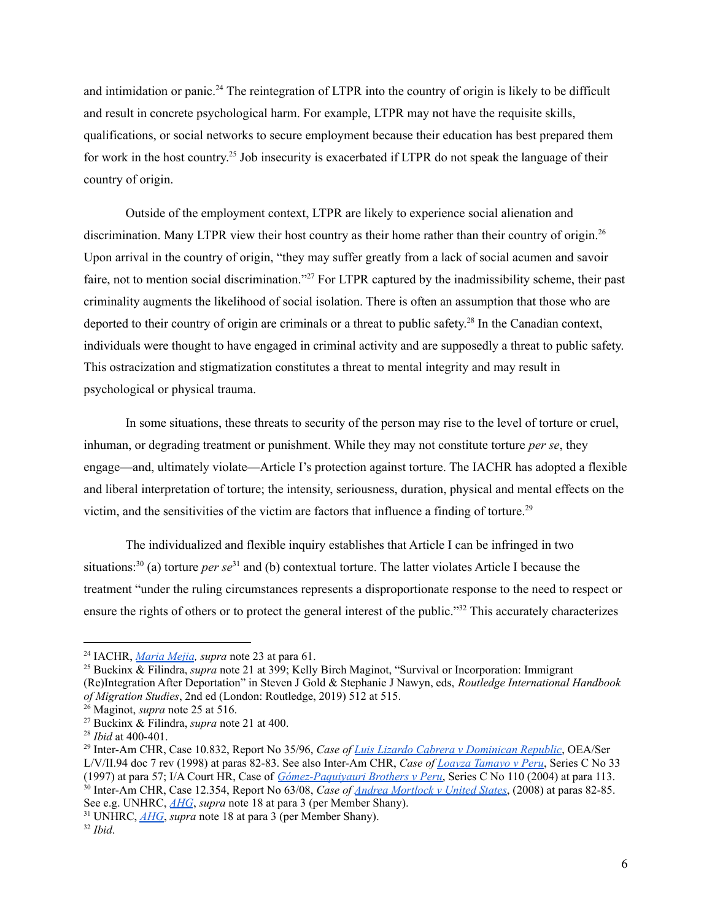and intimidation or panic.[24] The reintegration of LTPR into the country of origin is likely to be difficult and result in concrete psychological harm. For example, LTPR may not have the requisite skills, qualifications, or social networks to secure employment because their education has best prepared them for work in the host country.[25] Job insecurity is exacerbated if LTPR do not speak the language of their country of origin.

Outside of the employment context, LTPR are likely to experience social alienation and discrimination. Many LTPR view their host country as their home rather than their country of origin.[26] Upon arrival in the country of origin, "they may suffer greatly from a lack of social acumen and savoir faire, not to mention social discrimination."[27] For LTPR captured by the inadmissibility scheme, their past criminality augments the likelihood of social isolation. There is often an assumption that those who are deported to their country of origin are criminals or a threat to public safety.[28] In the Canadian context, individuals were thought to have engaged in criminal activity and are supposedly a threat to public safety. This ostracization and stigmatization constitutes a threat to mental integrity and may result in psychological or physical trauma.

In some situations, these threats to security of the person may rise to the level of torture or cruel, inhuman, or degrading treatment or punishment. While they may not constitute torture *per se*, they engage—and, ultimately violate—Article I's protection against torture. The IACHR has adopted a flexible and liberal interpretation of torture; the intensity, seriousness, duration, physical and mental effects on the victim, and the sensitivities of the victim are factors that influence a finding of torture.[29]

The individualized and flexible inquiry establishes that Article I can be infringed in two situations:[30] (a) torture *per se*[31] and (b) contextual torture. The latter violates Article I because the treatment "under the ruling circumstances represents a disproportionate response to the need to respect or ensure the rights of others or to protect the general interest of the public."[32] This accurately characterizes

---

[24] IACHR, *Maria Mejia, supra* note 23 at para 61.

[25] Buckinx & Filindra, *supra* note 21 at 399; Kelly Birch Maginot, "Survival or Incorporation: Immigrant (Re)Integration After Deportation" in Steven J Gold & Stephanie J Nawyn, eds, *Routledge International Handbook of Migration Studies*, 2nd ed (London: Routledge, 2019) 512 at 515.

[26] Maginot, *supra* note 25 at 516.

[27] Buckinx & Filindra, *supra* note 21 at 400.

[28] *Ibid* at 400-401.

[29] Inter-Am CHR, Case 10.832, Report No 35/96, *Case of Luis Lizardo Cabrera v Dominican Republic*, OEA/Ser L/V/II.94 doc 7 rev (1998) at paras 82-83. See also Inter-Am CHR, *Case of Loayza Tamayo v Peru*, Series C No 33 (1997) at para 57; I/A Court HR, Case of *Gómez-Paquiyauri Brothers v Peru*, Series C No 110 (2004) at para 113.

[30] Inter-Am CHR, Case 12.354, Report No 63/08, *Case of Andrea Mortlock v United States*, (2008) at paras 82-85. See e.g. UNHRC, *AHG*, *supra* note 18 at para 3 (per Member Shany).

[31] UNHRC, *AHG*, *supra* note 18 at para 3 (per Member Shany).

[32] *Ibid*.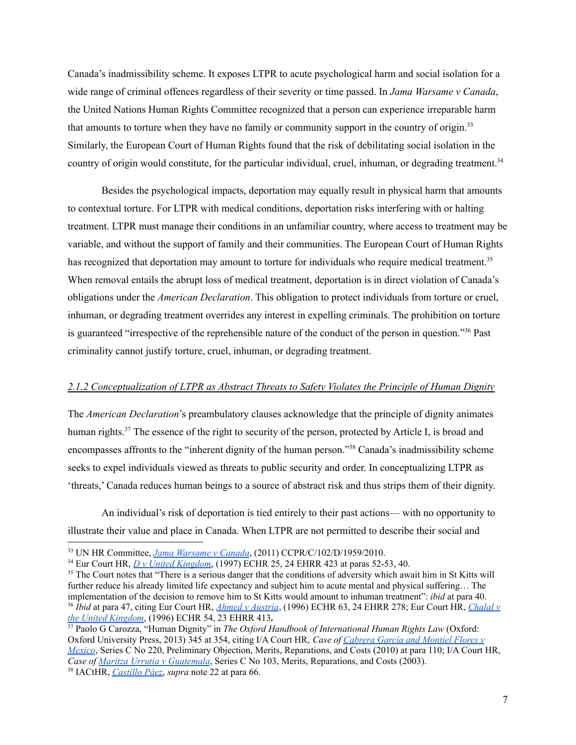Canada's inadmissibility scheme. It exposes LTPR to acute psychological harm and social isolation for a wide range of criminal offences regardless of their severity or time passed. In *Jama Warsame v Canada*, the United Nations Human Rights Committee recognized that a person can experience irreparable harm that amounts to torture when they have no family or community support in the country of origin.[33] Similarly, the European Court of Human Rights found that the risk of debilitating social isolation in the country of origin would constitute, for the particular individual, cruel, inhuman, or degrading treatment.[34]

Besides the psychological impacts, deportation may equally result in physical harm that amounts to contextual torture. For LTPR with medical conditions, deportation risks interfering with or halting treatment. LTPR must manage their conditions in an unfamiliar country, where access to treatment may be variable, and without the support of family and their communities. The European Court of Human Rights has recognized that deportation may amount to torture for individuals who require medical treatment.[35] When removal entails the abrupt loss of medical treatment, deportation is in direct violation of Canada's obligations under the *American Declaration*. This obligation to protect individuals from torture or cruel, inhuman, or degrading treatment overrides any interest in expelling criminals. The prohibition on torture is guaranteed "irrespective of the reprehensible nature of the conduct of the person in question."[36] Past criminality cannot justify torture, cruel, inhuman, or degrading treatment.

#### *2.1.2 Conceptualization of LTPR as Abstract Threats to Safety Violates the Principle of Human Dignity*

The *American Declaration*'s preambulatory clauses acknowledge that the principle of dignity animates human rights.[37] The essence of the right to security of the person, protected by Article I, is broad and encompasses affronts to the "inherent dignity of the human person."[38] Canada's inadmissibility scheme seeks to expel individuals viewed as threats to public security and order. In conceptualizing LTPR as 'threats,' Canada reduces human beings to a source of abstract risk and thus strips them of their dignity.

An individual's risk of deportation is tied entirely to their past actions— with no opportunity to illustrate their value and place in Canada. When LTPR are not permitted to describe their social and

---

[33] UN HR Committee, *Jama Warsame v Canada*, (2011) CCPR/C/102/D/1959/2010.

[34] Eur Court HR, *D v United Kingdom*, (1997) ECHR 25, 24 EHRR 423 at paras 52-53, 40.

[35] The Court notes that "There is a serious danger that the conditions of adversity which await him in St Kitts will further reduce his already limited life expectancy and subject him to acute mental and physical suffering… The implementation of the decision to remove him to St Kitts would amount to inhuman treatment": *ibid* at para 40.

[36] *Ibid* at para 47, citing Eur Court HR, *Ahmed v Austria*, (1996) ECHR 63, 24 EHRR 278; Eur Court HR, *Chalal v the United Kingdom*, (1996) ECHR 54, 23 EHRR 413**.**

[37] Paolo G Carozza, "Human Dignity" in *The Oxford Handbook of International Human Rights Law* (Oxford: Oxford University Press, 2013) 345 at 354, citing I/A Court HR, *Case of Cabrera García and Montiel Flores v Mexico*, Series C No 220, Preliminary Objection, Merits, Reparations, and Costs (2010) at para 110; I/A Court HR, *Case of Maritza Urrutia v Guatemala*, Series C No 103, Merits, Reparations, and Costs (2003).

[38] IACtHR, *Castillo Páez*, *supra* note 22 at para 66.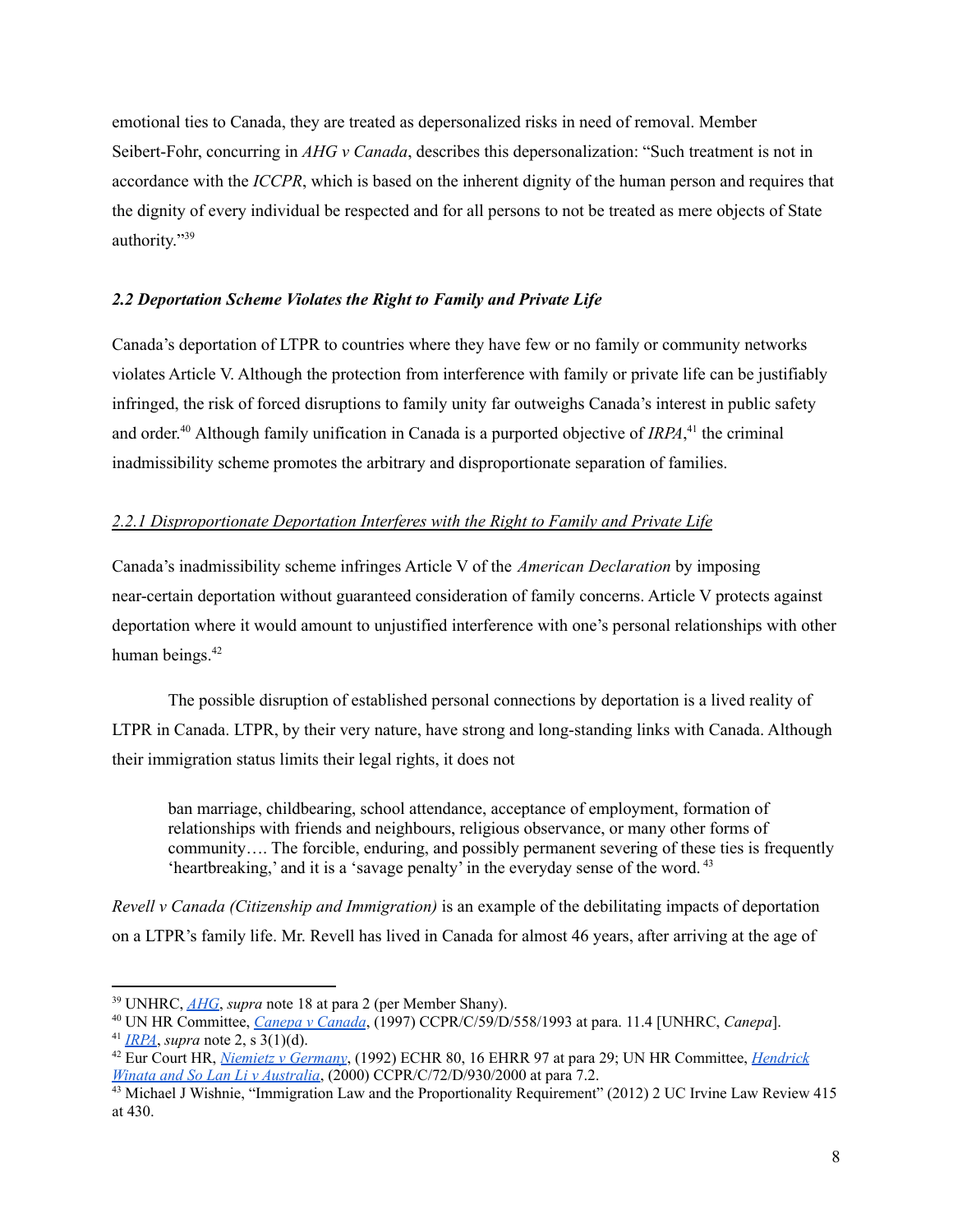emotional ties to Canada, they are treated as depersonalized risks in need of removal. Member Seibert-Fohr, concurring in *AHG v Canada*, describes this depersonalization: "Such treatment is not in accordance with the *ICCPR*, which is based on the inherent dignity of the human person and requires that the dignity of every individual be respected and for all persons to not be treated as mere objects of State authority."[39]

### *2.2 Deportation Scheme Violates the Right to Family and Private Life*

Canada's deportation of LTPR to countries where they have few or no family or community networks violates Article V. Although the protection from interference with family or private life can be justifiably infringed, the risk of forced disruptions to family unity far outweighs Canada's interest in public safety and order.[40] Although family unification in Canada is a purported objective of *IRPA*,[41] the criminal inadmissibility scheme promotes the arbitrary and disproportionate separation of families.

#### 2.2.1 Disproportionate Deportation Interferes with the Right to Family and Private Life

Canada's inadmissibility scheme infringes Article V of the *American Declaration* by imposing near-certain deportation without guaranteed consideration of family concerns. Article V protects against deportation where it would amount to unjustified interference with one's personal relationships with other human beings.[42]

The possible disruption of established personal connections by deportation is a lived reality of LTPR in Canada. LTPR, by their very nature, have strong and long-standing links with Canada. Although their immigration status limits their legal rights, it does not

> ban marriage, childbearing, school attendance, acceptance of employment, formation of relationships with friends and neighbours, religious observance, or many other forms of community…. The forcible, enduring, and possibly permanent severing of these ties is frequently 'heartbreaking,' and it is a 'savage penalty' in the everyday sense of the word. [43]

*Revell v Canada (Citizenship and Immigration)* is an example of the debilitating impacts of deportation on a LTPR's family life. Mr. Revell has lived in Canada for almost 46 years, after arriving at the age of

---

[39] UNHRC, *AHG*, *supra* note 18 at para 2 (per Member Shany).

[40] UN HR Committee, *Canepa v Canada*, (1997) CCPR/C/59/D/558/1993 at para. 11.4 [UNHRC, *Canepa*].

[41] *IRPA*, *supra* note 2, s 3(1)(d).

[42] Eur Court HR, *Niemietz v Germany*, (1992) ECHR 80, 16 EHRR 97 at para 29; UN HR Committee, *Hendrick Winata and So Lan Li v Australia*, (2000) CCPR/C/72/D/930/2000 at para 7.2.

[43] Michael J Wishnie, "Immigration Law and the Proportionality Requirement" (2012) 2 UC Irvine Law Review 415 at 430.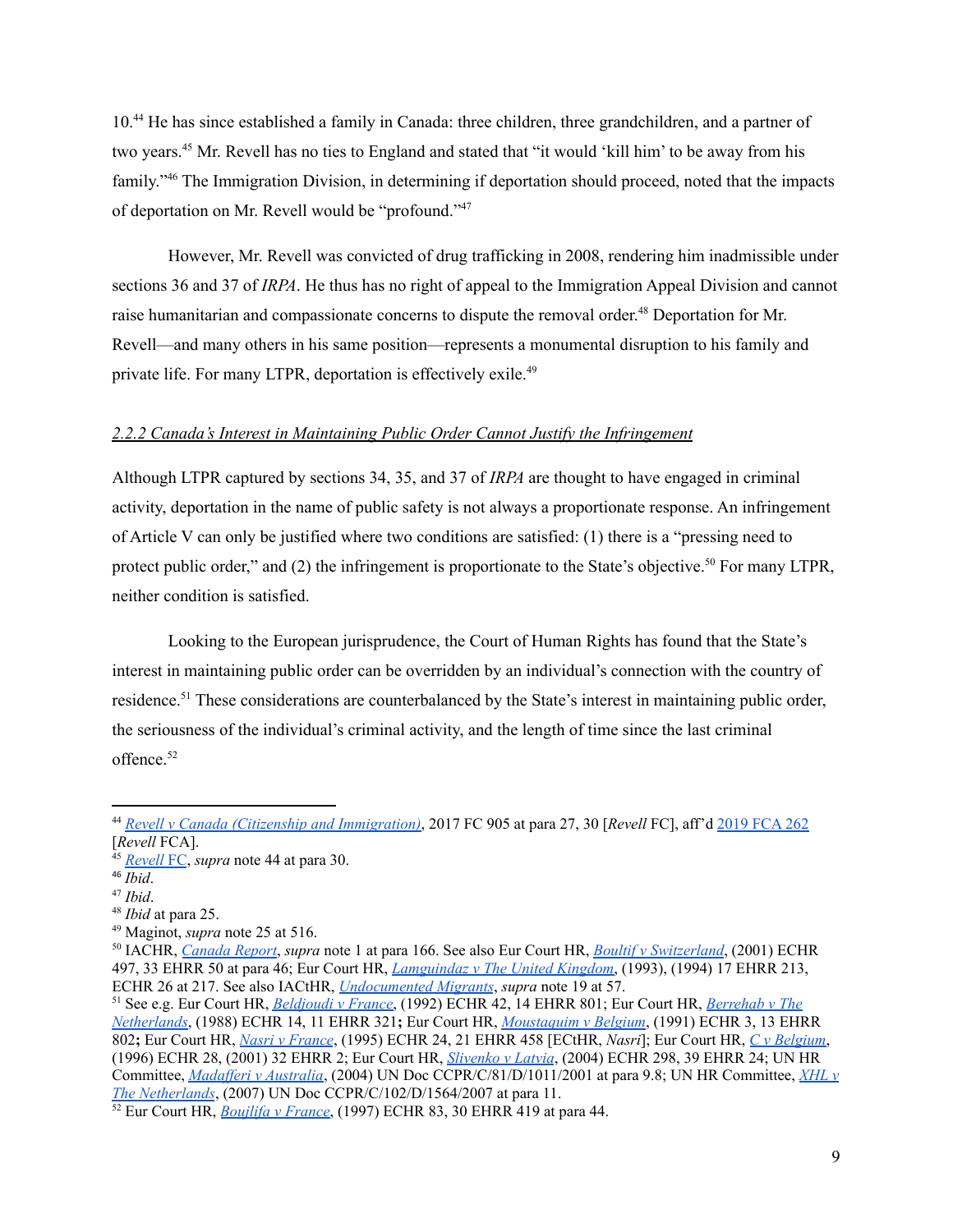10.[44] He has since established a family in Canada: three children, three grandchildren, and a partner of two years.[45] Mr. Revell has no ties to England and stated that "it would 'kill him' to be away from his family."[46] The Immigration Division, in determining if deportation should proceed, noted that the impacts of deportation on Mr. Revell would be "profound."[47]

However, Mr. Revell was convicted of drug trafficking in 2008, rendering him inadmissible under sections 36 and 37 of *IRPA*. He thus has no right of appeal to the Immigration Appeal Division and cannot raise humanitarian and compassionate concerns to dispute the removal order.[48] Deportation for Mr. Revell—and many others in his same position—represents a monumental disruption to his family and private life. For many LTPR, deportation is effectively exile.[49]

### *2.2.2 Canada's Interest in Maintaining Public Order Cannot Justify the Infringement*

Although LTPR captured by sections 34, 35, and 37 of *IRPA* are thought to have engaged in criminal activity, deportation in the name of public safety is not always a proportionate response. An infringement of Article V can only be justified where two conditions are satisfied: (1) there is a "pressing need to protect public order," and (2) the infringement is proportionate to the State's objective.[50] For many LTPR, neither condition is satisfied.

Looking to the European jurisprudence, the Court of Human Rights has found that the State's interest in maintaining public order can be overridden by an individual's connection with the country of residence.[51] These considerations are counterbalanced by the State's interest in maintaining public order, the seriousness of the individual's criminal activity, and the length of time since the last criminal offence.[52]

---

[44] *Revell v Canada (Citizenship and Immigration)*, 2017 FC 905 at para 27, 30 [*Revell* FC], aff'd 2019 FCA 262 [*Revell* FCA].
[45] *Revell* FC, *supra* note 44 at para 30.
[46] *Ibid*.
[47] *Ibid*.
[48] *Ibid* at para 25.
[49] Maginot, *supra* note 25 at 516.
[50] IACHR, *Canada Report*, *supra* note 1 at para 166. See also Eur Court HR, *Boultif v Switzerland*, (2001) ECHR 497, 33 EHRR 50 at para 46; Eur Court HR, *Lamguindaz v The United Kingdom*, (1993), (1994) 17 EHRR 213, ECHR 26 at 217. See also IACtHR, *Undocumented Migrants*, *supra* note 19 at 57.
[51] See e.g. Eur Court HR, *Beldjoudi v France*, (1992) ECHR 42, 14 EHRR 801; Eur Court HR, *Berrehab v The Netherlands*, (1988) ECHR 14, 11 EHRR 321**;** Eur Court HR, *Moustaquim v Belgium*, (1991) ECHR 3, 13 EHRR 802**;** Eur Court HR, *Nasri v France*, (1995) ECHR 24, 21 EHRR 458 [ECtHR, *Nasri*]; Eur Court HR, *C v Belgium*, (1996) ECHR 28, (2001) 32 EHRR 2; Eur Court HR, *Slivenko v Latvia*, (2004) ECHR 298, 39 EHRR 24; UN HR Committee, *Madafferi v Australia*, (2004) UN Doc CCPR/C/81/D/1011/2001 at para 9.8; UN HR Committee, *XHL v The Netherlands*, (2007) UN Doc CCPR/C/102/D/1564/2007 at para 11.
[52] Eur Court HR, *Boujlifa v France*, (1997) ECHR 83, 30 EHRR 419 at para 44.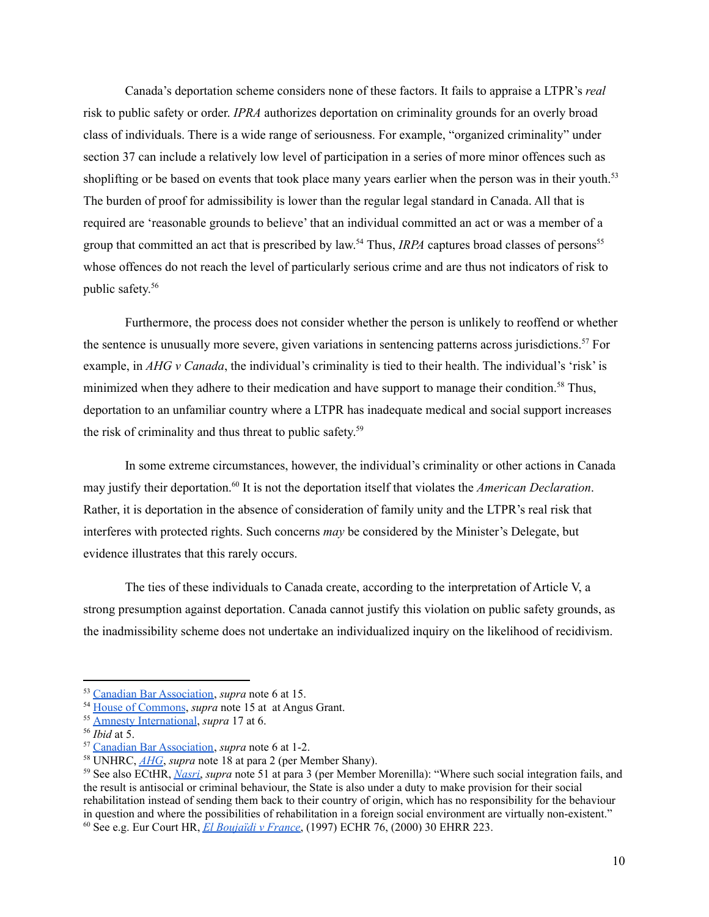Canada's deportation scheme considers none of these factors. It fails to appraise a LTPR's *real* risk to public safety or order. *IPRA* authorizes deportation on criminality grounds for an overly broad class of individuals. There is a wide range of seriousness. For example, "organized criminality" under section 37 can include a relatively low level of participation in a series of more minor offences such as shoplifting or be based on events that took place many years earlier when the person was in their youth.[53] The burden of proof for admissibility is lower than the regular legal standard in Canada. All that is required are 'reasonable grounds to believe' that an individual committed an act or was a member of a group that committed an act that is prescribed by law.[54] Thus, *IRPA* captures broad classes of persons[55] whose offences do not reach the level of particularly serious crime and are thus not indicators of risk to public safety.[56]

Furthermore, the process does not consider whether the person is unlikely to reoffend or whether the sentence is unusually more severe, given variations in sentencing patterns across jurisdictions.[57] For example, in *AHG v Canada*, the individual's criminality is tied to their health. The individual's 'risk' is minimized when they adhere to their medication and have support to manage their condition.[58] Thus, deportation to an unfamiliar country where a LTPR has inadequate medical and social support increases the risk of criminality and thus threat to public safety.[59]

In some extreme circumstances, however, the individual's criminality or other actions in Canada may justify their deportation.[60] It is not the deportation itself that violates the *American Declaration*. Rather, it is deportation in the absence of consideration of family unity and the LTPR's real risk that interferes with protected rights. Such concerns *may* be considered by the Minister's Delegate, but evidence illustrates that this rarely occurs.

The ties of these individuals to Canada create, according to the interpretation of Article V, a strong presumption against deportation. Canada cannot justify this violation on public safety grounds, as the inadmissibility scheme does not undertake an individualized inquiry on the likelihood of recidivism.

---

[53] Canadian Bar Association, *supra* note 6 at 15.
[54] House of Commons, *supra* note 15 at at Angus Grant.
[55] Amnesty International, *supra* 17 at 6.
[56] *Ibid* at 5.
[57] Canadian Bar Association, *supra* note 6 at 1-2.
[58] UNHRC, *AHG*, *supra* note 18 at para 2 (per Member Shany).
[59] See also ECtHR, *Nasri*, *supra* note 51 at para 3 (per Member Morenilla): "Where such social integration fails, and the result is antisocial or criminal behaviour, the State is also under a duty to make provision for their social rehabilitation instead of sending them back to their country of origin, which has no responsibility for the behaviour in question and where the possibilities of rehabilitation in a foreign social environment are virtually non-existent."
[60] See e.g. Eur Court HR, *El Boujaïdi v France*, (1997) ECHR 76, (2000) 30 EHRR 223.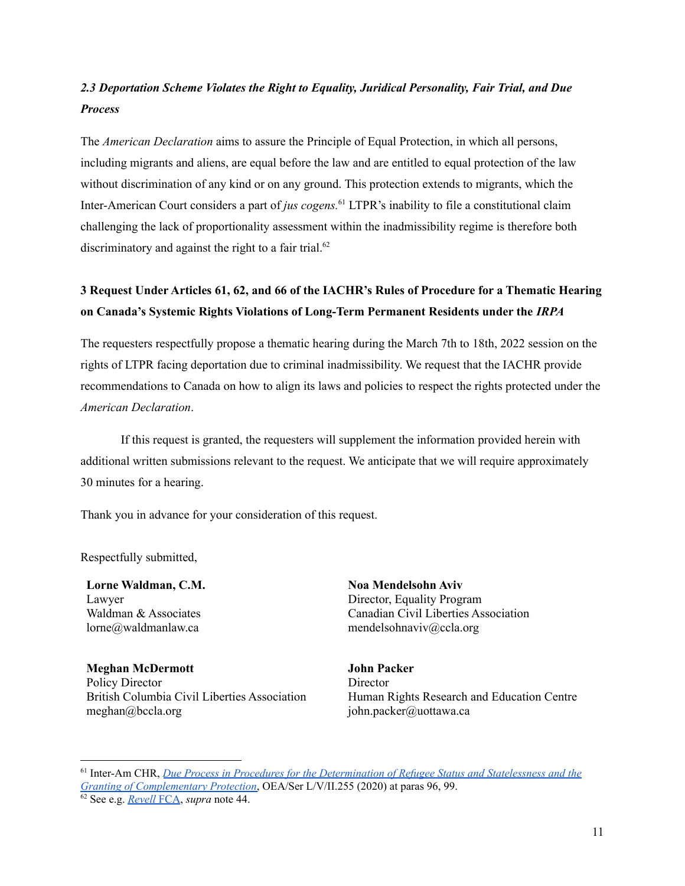### *2.3 Deportation Scheme Violates the Right to Equality, Juridical Personality, Fair Trial, and Due Process*

The *American Declaration* aims to assure the Principle of Equal Protection, in which all persons, including migrants and aliens, are equal before the law and are entitled to equal protection of the law without discrimination of any kind or on any ground. This protection extends to migrants, which the Inter-American Court considers a part of *jus cogens*.[61] LTPR's inability to file a constitutional claim challenging the lack of proportionality assessment within the inadmissibility regime is therefore both discriminatory and against the right to a fair trial.[62]

## 3 Request Under Articles 61, 62, and 66 of the IACHR's Rules of Procedure for a Thematic Hearing on Canada's Systemic Rights Violations of Long-Term Permanent Residents under the *IRPA*

The requesters respectfully propose a thematic hearing during the March 7th to 18th, 2022 session on the rights of LTPR facing deportation due to criminal inadmissibility. We request that the IACHR provide recommendations to Canada on how to align its laws and policies to respect the rights protected under the *American Declaration*.

If this request is granted, the requesters will supplement the information provided herein with additional written submissions relevant to the request. We anticipate that we will require approximately 30 minutes for a hearing.

Thank you in advance for your consideration of this request.

Respectfully submitted,

**Lorne Waldman, C.M.**
Lawyer
Waldman & Associates
lorne@waldmanlaw.ca

**Noa Mendelsohn Aviv**
Director, Equality Program
Canadian Civil Liberties Association
mendelsohnaviv@ccla.org

**Meghan McDermott**
Policy Director
British Columbia Civil Liberties Association
meghan@bccla.org

**John Packer**
Director
Human Rights Research and Education Centre
john.packer@uottawa.ca

---

[61] Inter-Am CHR, *Due Process in Procedures for the Determination of Refugee Status and Statelessness and the Granting of Complementary Protection*, OEA/Ser L/V/II.255 (2020) at paras 96, 99.

[62] See e.g. *Revell* FCA, *supra* note 44.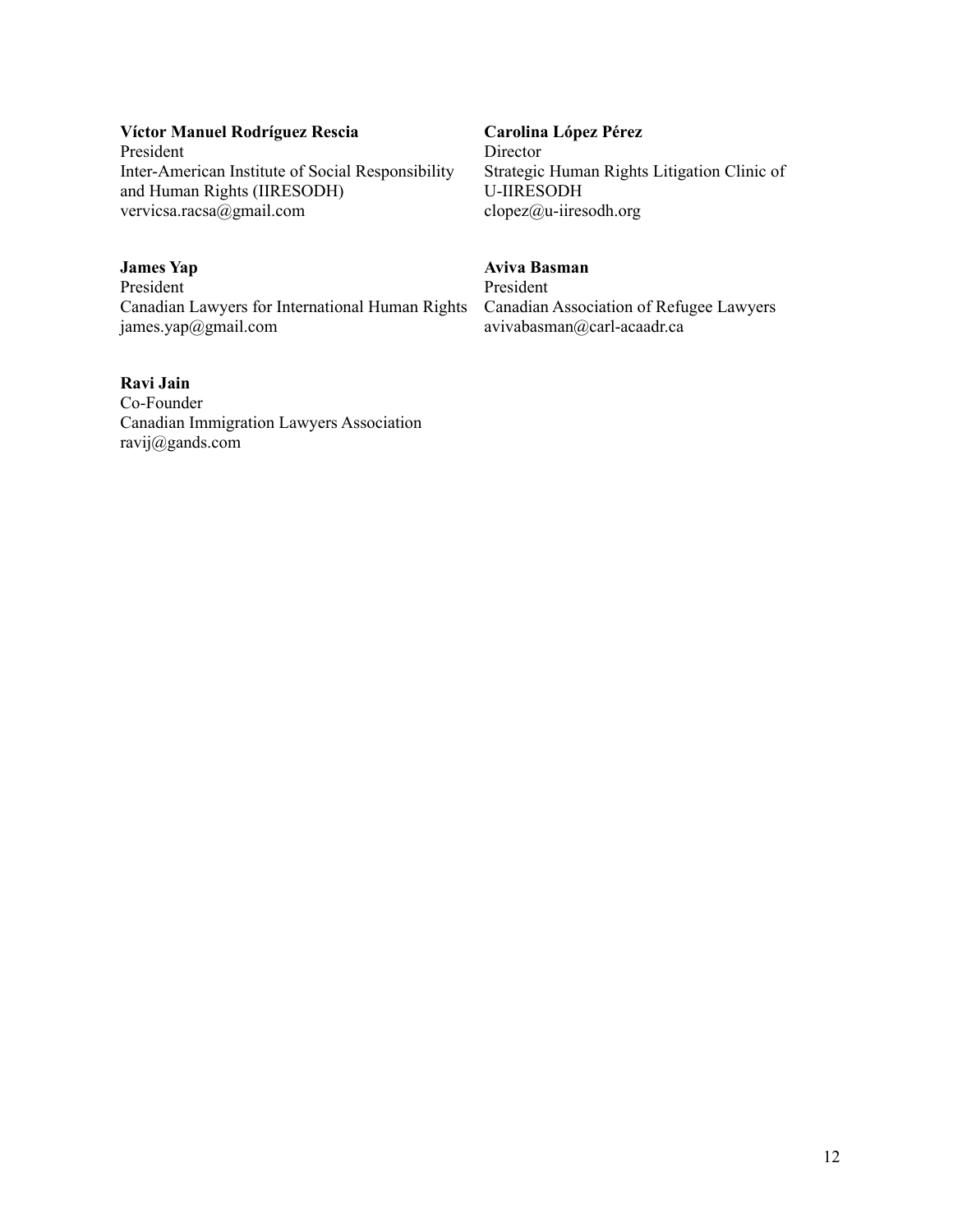**Víctor Manuel Rodríguez Rescia**
President
Inter-American Institute of Social Responsibility and Human Rights (IIRESODH)
vervicsa.racsa@gmail.com

**Carolina López Pérez**
Director
Strategic Human Rights Litigation Clinic of U-IIRESODH
clopez@u-iiresodh.org

**James Yap**
President
Canadian Lawyers for International Human Rights
james.yap@gmail.com

**Aviva Basman**
President
Canadian Association of Refugee Lawyers
avivabasman@carl-acaadr.ca

**Ravi Jain**
Co-Founder
Canadian Immigration Lawyers Association
ravij@gands.com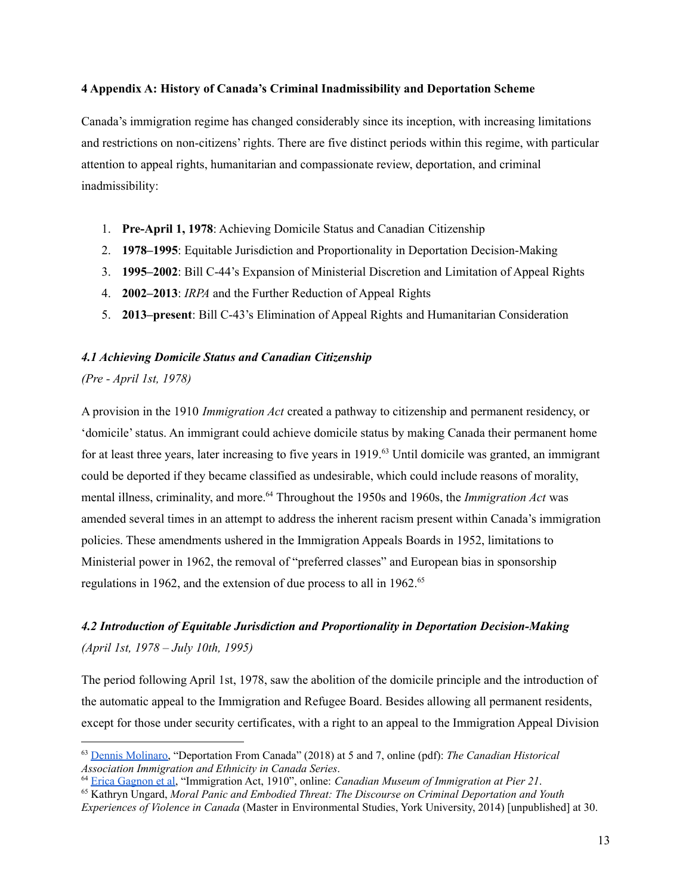**4 Appendix A: History of Canada's Criminal Inadmissibility and Deportation Scheme**

Canada's immigration regime has changed considerably since its inception, with increasing limitations and restrictions on non-citizens' rights. There are five distinct periods within this regime, with particular attention to appeal rights, humanitarian and compassionate review, deportation, and criminal inadmissibility:

1. **Pre-April 1, 1978**: Achieving Domicile Status and Canadian Citizenship
2. **1978–1995**: Equitable Jurisdiction and Proportionality in Deportation Decision-Making
3. **1995–2002**: Bill C-44's Expansion of Ministerial Discretion and Limitation of Appeal Rights
4. **2002–2013**: *IRPA* and the Further Reduction of Appeal Rights
5. **2013–present**: Bill C-43's Elimination of Appeal Rights and Humanitarian Consideration

### *4.1 Achieving Domicile Status and Canadian Citizenship*

*(Pre - April 1st, 1978)*

A provision in the 1910 *Immigration Act* created a pathway to citizenship and permanent residency, or 'domicile' status. An immigrant could achieve domicile status by making Canada their permanent home for at least three years, later increasing to five years in 1919.[63] Until domicile was granted, an immigrant could be deported if they became classified as undesirable, which could include reasons of morality, mental illness, criminality, and more.[64] Throughout the 1950s and 1960s, the *Immigration Act* was amended several times in an attempt to address the inherent racism present within Canada's immigration policies. These amendments ushered in the Immigration Appeals Boards in 1952, limitations to Ministerial power in 1962, the removal of "preferred classes" and European bias in sponsorship regulations in 1962, and the extension of due process to all in 1962.[65]

### *4.2 Introduction of Equitable Jurisdiction and Proportionality in Deportation Decision-Making*

*(April 1st, 1978 – July 10th, 1995)*

The period following April 1st, 1978, saw the abolition of the domicile principle and the introduction of the automatic appeal to the Immigration and Refugee Board. Besides allowing all permanent residents, except for those under security certificates, with a right to an appeal to the Immigration Appeal Division

---

[63] Dennis Molinaro, "Deportation From Canada" (2018) at 5 and 7, online (pdf): *The Canadian Historical Association Immigration and Ethnicity in Canada Series*.

[64] Erica Gagnon et al, "Immigration Act, 1910", online: *Canadian Museum of Immigration at Pier 21*.

[65] Kathryn Ungard, *Moral Panic and Embodied Threat: The Discourse on Criminal Deportation and Youth Experiences of Violence in Canada* (Master in Environmental Studies, York University, 2014) [unpublished] at 30.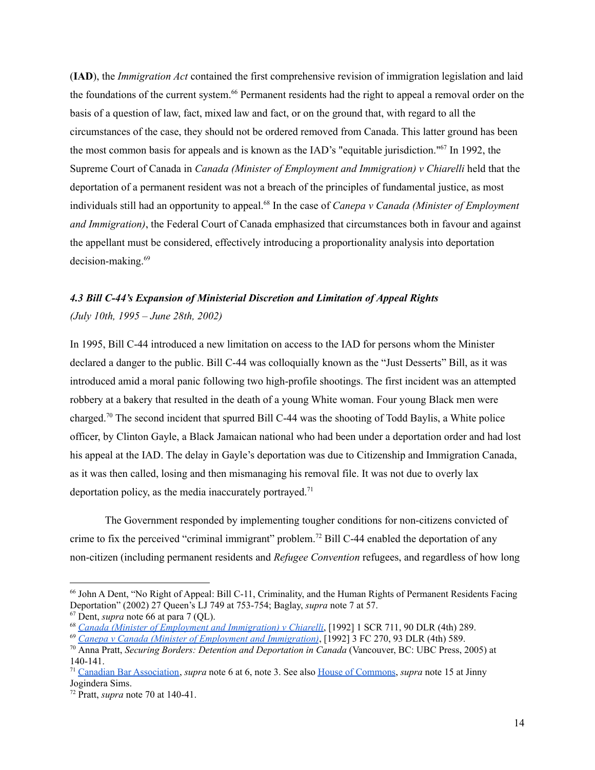(**IAD**), the *Immigration Act* contained the first comprehensive revision of immigration legislation and laid the foundations of the current system.[66] Permanent residents had the right to appeal a removal order on the basis of a question of law, fact, mixed law and fact, or on the ground that, with regard to all the circumstances of the case, they should not be ordered removed from Canada. This latter ground has been the most common basis for appeals and is known as the IAD's "equitable jurisdiction."[67] In 1992, the Supreme Court of Canada in *Canada (Minister of Employment and Immigration) v Chiarelli* held that the deportation of a permanent resident was not a breach of the principles of fundamental justice, as most individuals still had an opportunity to appeal.[68] In the case of *Canepa v Canada (Minister of Employment and Immigration)*, the Federal Court of Canada emphasized that circumstances both in favour and against the appellant must be considered, effectively introducing a proportionality analysis into deportation decision-making.[69]

### *4.3 Bill C-44's Expansion of Ministerial Discretion and Limitation of Appeal Rights*

*(July 10th, 1995 – June 28th, 2002)*

In 1995, Bill C-44 introduced a new limitation on access to the IAD for persons whom the Minister declared a danger to the public. Bill C-44 was colloquially known as the "Just Desserts" Bill, as it was introduced amid a moral panic following two high-profile shootings. The first incident was an attempted robbery at a bakery that resulted in the death of a young White woman. Four young Black men were charged.[70] The second incident that spurred Bill C-44 was the shooting of Todd Baylis, a White police officer, by Clinton Gayle, a Black Jamaican national who had been under a deportation order and had lost his appeal at the IAD. The delay in Gayle's deportation was due to Citizenship and Immigration Canada, as it was then called, losing and then mismanaging his removal file. It was not due to overly lax deportation policy, as the media inaccurately portrayed.[71]

The Government responded by implementing tougher conditions for non-citizens convicted of crime to fix the perceived "criminal immigrant" problem.[72] Bill C-44 enabled the deportation of any non-citizen (including permanent residents and *Refugee Convention* refugees, and regardless of how long

---

[66] John A Dent, "No Right of Appeal: Bill C-11, Criminality, and the Human Rights of Permanent Residents Facing Deportation" (2002) 27 Queen's LJ 749 at 753-754; Baglay, *supra* note 7 at 57.

[67] Dent, *supra* note 66 at para 7 (QL).

[68] *Canada (Minister of Employment and Immigration) v Chiarelli*, [1992] 1 SCR 711, 90 DLR (4th) 289.

[69] *Canepa v Canada (Minister of Employment and Immigration)*, [1992] 3 FC 270, 93 DLR (4th) 589.

[70] Anna Pratt, *Securing Borders: Detention and Deportation in Canada* (Vancouver, BC: UBC Press, 2005) at 140-141.

[71] Canadian Bar Association, *supra* note 6 at 6, note 3. See also House of Commons, *supra* note 15 at Jinny Jogindera Sims.

[72] Pratt, *supra* note 70 at 140-41.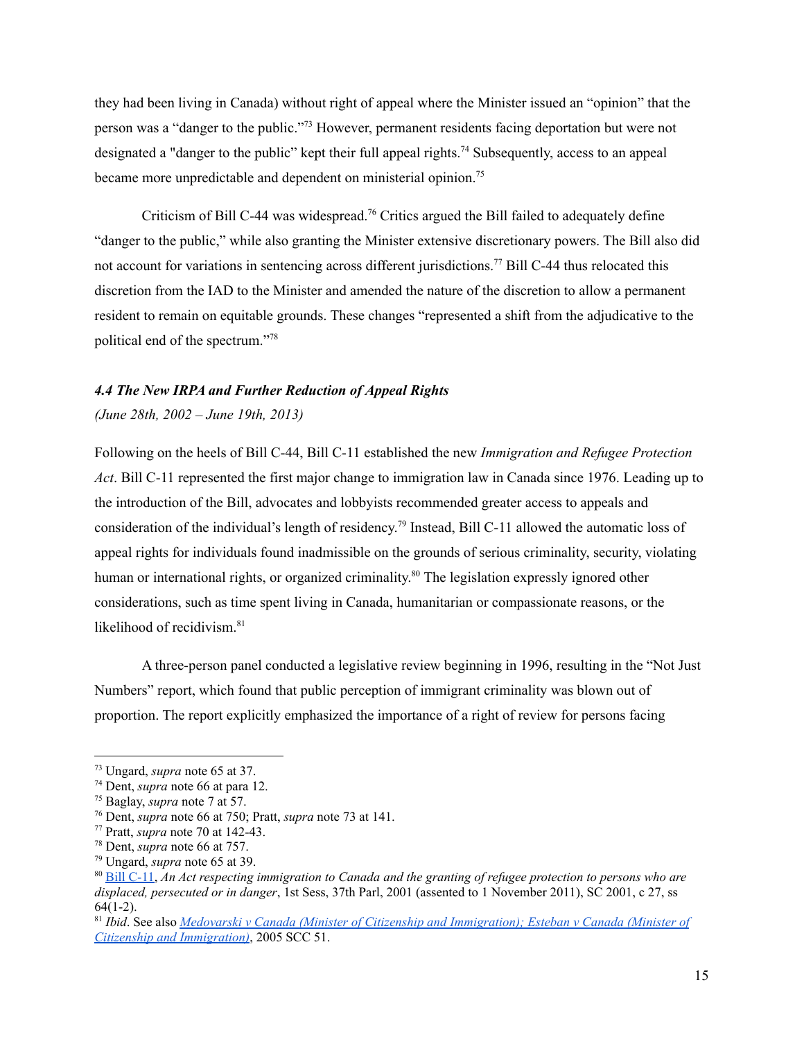they had been living in Canada) without right of appeal where the Minister issued an "opinion" that the person was a "danger to the public."[73] However, permanent residents facing deportation but were not designated a "danger to the public" kept their full appeal rights.[74] Subsequently, access to an appeal became more unpredictable and dependent on ministerial opinion.[75]

Criticism of Bill C-44 was widespread.[76] Critics argued the Bill failed to adequately define "danger to the public," while also granting the Minister extensive discretionary powers. The Bill also did not account for variations in sentencing across different jurisdictions.[77] Bill C-44 thus relocated this discretion from the IAD to the Minister and amended the nature of the discretion to allow a permanent resident to remain on equitable grounds. These changes "represented a shift from the adjudicative to the political end of the spectrum."[78]

### *4.4 The New IRPA and Further Reduction of Appeal Rights*

*(June 28th, 2002 – June 19th, 2013)*

Following on the heels of Bill C-44, Bill C-11 established the new *Immigration and Refugee Protection Act*. Bill C-11 represented the first major change to immigration law in Canada since 1976. Leading up to the introduction of the Bill, advocates and lobbyists recommended greater access to appeals and consideration of the individual's length of residency.[79] Instead, Bill C-11 allowed the automatic loss of appeal rights for individuals found inadmissible on the grounds of serious criminality, security, violating human or international rights, or organized criminality.[80] The legislation expressly ignored other considerations, such as time spent living in Canada, humanitarian or compassionate reasons, or the likelihood of recidivism.[81]

A three-person panel conducted a legislative review beginning in 1996, resulting in the "Not Just Numbers" report, which found that public perception of immigrant criminality was blown out of proportion. The report explicitly emphasized the importance of a right of review for persons facing

---

[73] Ungard, *supra* note 65 at 37.

[74] Dent, *supra* note 66 at para 12.

[75] Baglay, *supra* note 7 at 57.

[76] Dent, *supra* note 66 at 750; Pratt, *supra* note 73 at 141.

[77] Pratt, *supra* note 70 at 142-43.

[78] Dent, *supra* note 66 at 757.

[79] Ungard, *supra* note 65 at 39.

[80] Bill C-11, *An Act respecting immigration to Canada and the granting of refugee protection to persons who are displaced, persecuted or in danger*, 1st Sess, 37th Parl, 2001 (assented to 1 November 2011), SC 2001, c 27, ss 64(1-2).

[81] *Ibid*. See also *Medovarski v Canada (Minister of Citizenship and Immigration); Esteban v Canada (Minister of Citizenship and Immigration)*, 2005 SCC 51.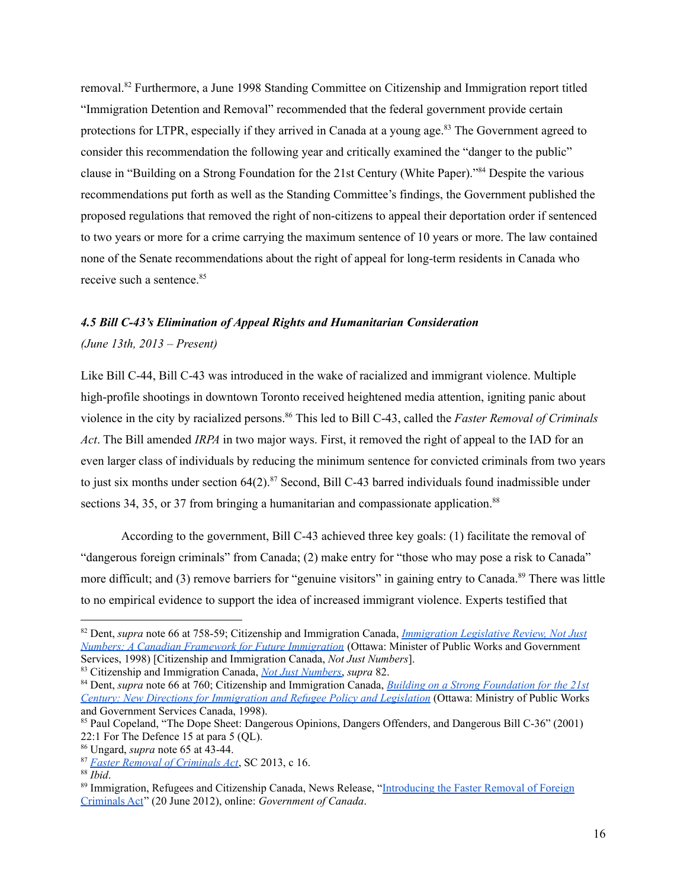removal.[82] Furthermore, a June 1998 Standing Committee on Citizenship and Immigration report titled "Immigration Detention and Removal" recommended that the federal government provide certain protections for LTPR, especially if they arrived in Canada at a young age.[83] The Government agreed to consider this recommendation the following year and critically examined the "danger to the public" clause in "Building on a Strong Foundation for the 21st Century (White Paper)."[84] Despite the various recommendations put forth as well as the Standing Committee's findings, the Government published the proposed regulations that removed the right of non-citizens to appeal their deportation order if sentenced to two years or more for a crime carrying the maximum sentence of 10 years or more. The law contained none of the Senate recommendations about the right of appeal for long-term residents in Canada who receive such a sentence.[85]

### *4.5 Bill C-43's Elimination of Appeal Rights and Humanitarian Consideration*

*(June 13th, 2013 – Present)*

Like Bill C-44, Bill C-43 was introduced in the wake of racialized and immigrant violence. Multiple high-profile shootings in downtown Toronto received heightened media attention, igniting panic about violence in the city by racialized persons.[86] This led to Bill C-43, called the *Faster Removal of Criminals Act*. The Bill amended *IRPA* in two major ways. First, it removed the right of appeal to the IAD for an even larger class of individuals by reducing the minimum sentence for convicted criminals from two years to just six months under section 64(2).[87] Second, Bill C-43 barred individuals found inadmissible under sections 34, 35, or 37 from bringing a humanitarian and compassionate application.[88]

According to the government, Bill C-43 achieved three key goals: (1) facilitate the removal of "dangerous foreign criminals" from Canada; (2) make entry for "those who may pose a risk to Canada" more difficult; and (3) remove barriers for "genuine visitors" in gaining entry to Canada.[89] There was little to no empirical evidence to support the idea of increased immigrant violence. Experts testified that

---

[82] Dent, *supra* note 66 at 758-59; Citizenship and Immigration Canada, *Immigration Legislative Review, Not Just Numbers: A Canadian Framework for Future Immigration* (Ottawa: Minister of Public Works and Government Services, 1998) [Citizenship and Immigration Canada, *Not Just Numbers*].

[83] Citizenship and Immigration Canada, *Not Just Numbers*, *supra* 82.

[84] Dent, *supra* note 66 at 760; Citizenship and Immigration Canada, *Building on a Strong Foundation for the 21st Century: New Directions for Immigration and Refugee Policy and Legislation* (Ottawa: Ministry of Public Works and Government Services Canada, 1998).

[85] Paul Copeland, "The Dope Sheet: Dangerous Opinions, Dangers Offenders, and Dangerous Bill C-36" (2001) 22:1 For The Defence 15 at para 5 (QL).

[86] Ungard, *supra* note 65 at 43-44.

[87] *Faster Removal of Criminals Act*, SC 2013, c 16.

[88] *Ibid*.

[89] Immigration, Refugees and Citizenship Canada, News Release, "Introducing the Faster Removal of Foreign Criminals Act" (20 June 2012), online: *Government of Canada*.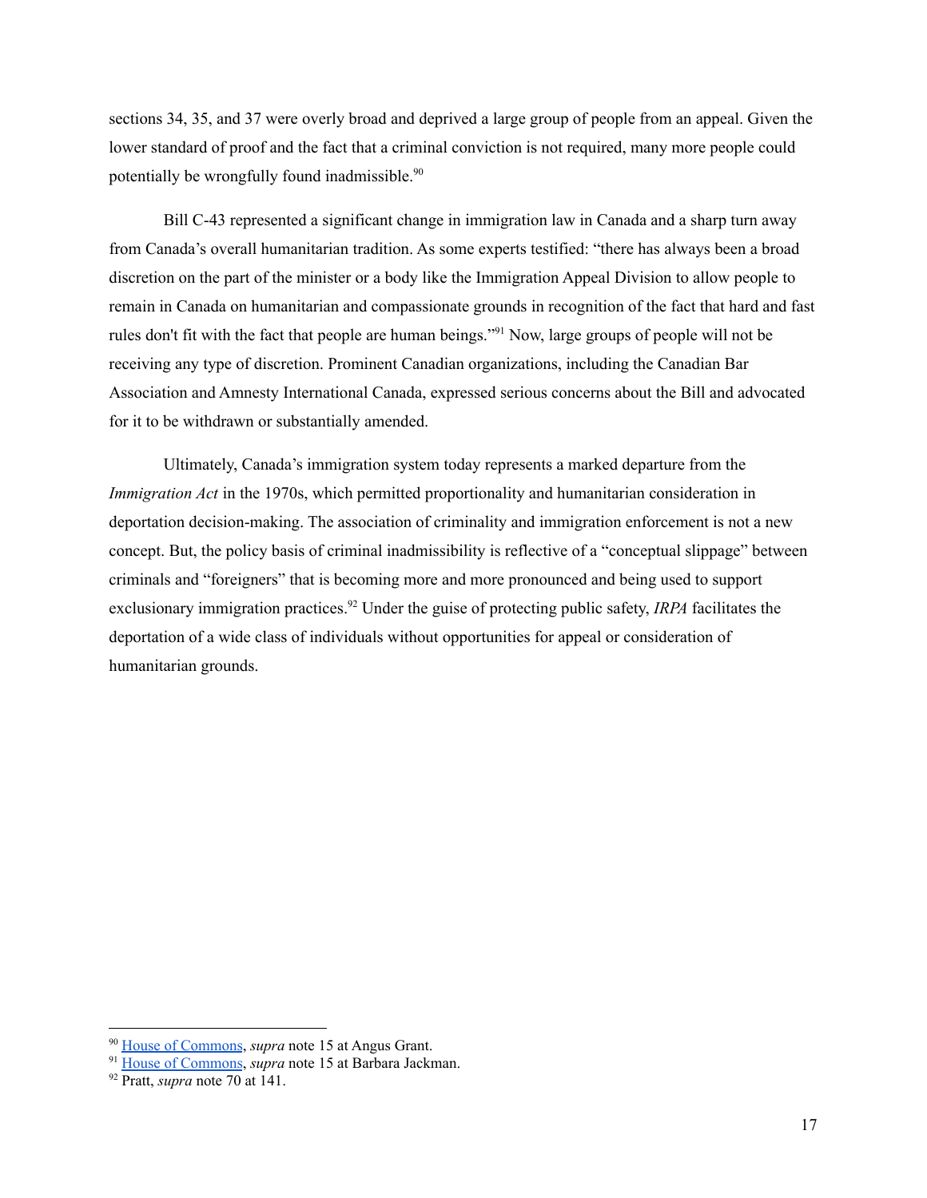sections 34, 35, and 37 were overly broad and deprived a large group of people from an appeal. Given the lower standard of proof and the fact that a criminal conviction is not required, many more people could potentially be wrongfully found inadmissible.[90]

Bill C-43 represented a significant change in immigration law in Canada and a sharp turn away from Canada's overall humanitarian tradition. As some experts testified: "there has always been a broad discretion on the part of the minister or a body like the Immigration Appeal Division to allow people to remain in Canada on humanitarian and compassionate grounds in recognition of the fact that hard and fast rules don't fit with the fact that people are human beings."[91] Now, large groups of people will not be receiving any type of discretion. Prominent Canadian organizations, including the Canadian Bar Association and Amnesty International Canada, expressed serious concerns about the Bill and advocated for it to be withdrawn or substantially amended.

Ultimately, Canada's immigration system today represents a marked departure from the *Immigration Act* in the 1970s, which permitted proportionality and humanitarian consideration in deportation decision-making. The association of criminality and immigration enforcement is not a new concept. But, the policy basis of criminal inadmissibility is reflective of a "conceptual slippage" between criminals and "foreigners" that is becoming more and more pronounced and being used to support exclusionary immigration practices.[92] Under the guise of protecting public safety, *IRPA* facilitates the deportation of a wide class of individuals without opportunities for appeal or consideration of humanitarian grounds.

---

[90] House of Commons, *supra* note 15 at Angus Grant.

[91] House of Commons, *supra* note 15 at Barbara Jackman.

[92] Pratt, *supra* note 70 at 141.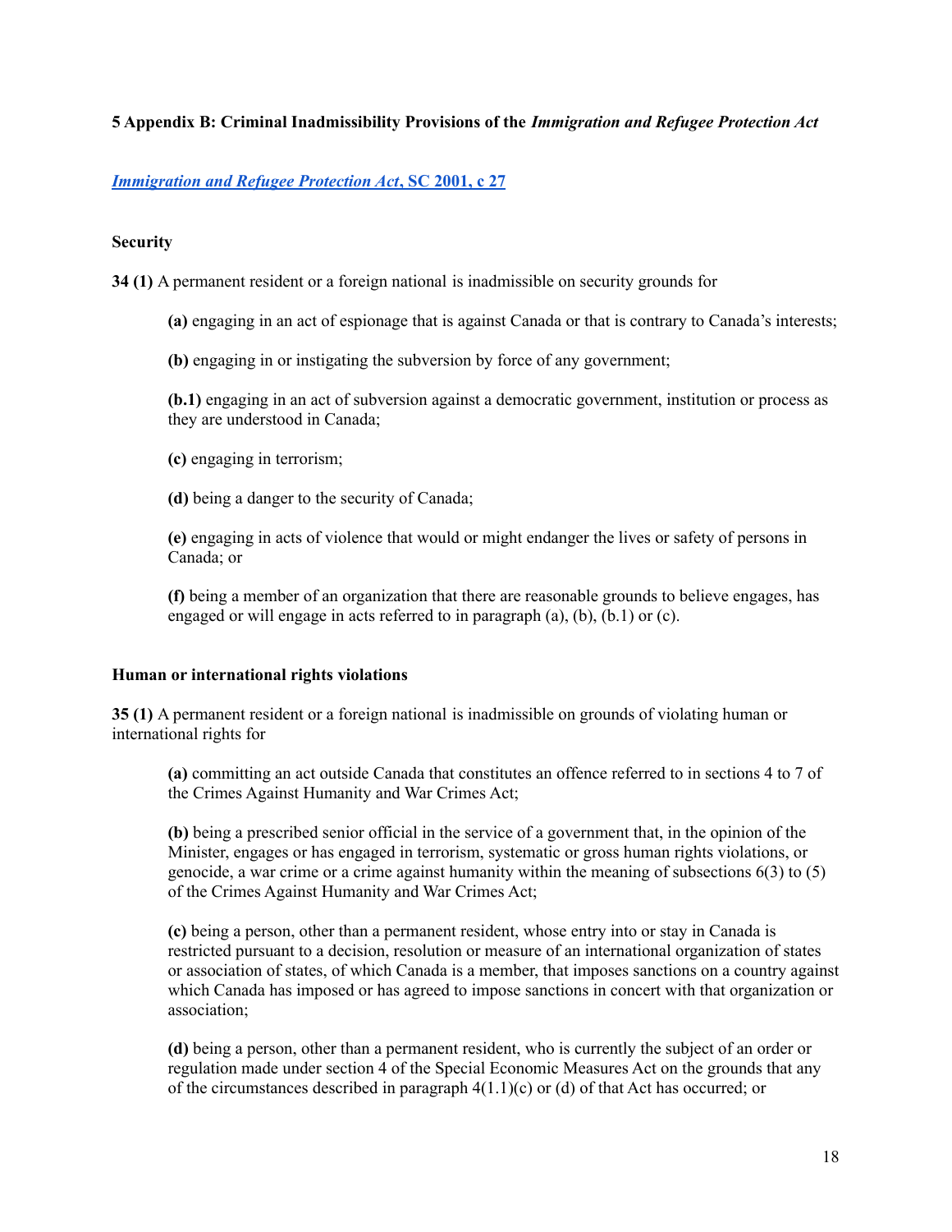## 5 Appendix B: Criminal Inadmissibility Provisions of the *Immigration and Refugee Protection Act*

***Immigration and Refugee Protection Act*, SC 2001, c 27**

**Security**

**34 (1)** A permanent resident or a foreign national is inadmissible on security grounds for

> **(a)** engaging in an act of espionage that is against Canada or that is contrary to Canada's interests;
>
> **(b)** engaging in or instigating the subversion by force of any government;
>
> **(b.1)** engaging in an act of subversion against a democratic government, institution or process as they are understood in Canada;
>
> **(c)** engaging in terrorism;
>
> **(d)** being a danger to the security of Canada;
>
> **(e)** engaging in acts of violence that would or might endanger the lives or safety of persons in Canada; or
>
> **(f)** being a member of an organization that there are reasonable grounds to believe engages, has engaged or will engage in acts referred to in paragraph (a), (b), (b.1) or (c).

**Human or international rights violations**

**35 (1)** A permanent resident or a foreign national is inadmissible on grounds of violating human or international rights for

> **(a)** committing an act outside Canada that constitutes an offence referred to in sections 4 to 7 of the Crimes Against Humanity and War Crimes Act;
>
> **(b)** being a prescribed senior official in the service of a government that, in the opinion of the Minister, engages or has engaged in terrorism, systematic or gross human rights violations, or genocide, a war crime or a crime against humanity within the meaning of subsections 6(3) to (5) of the Crimes Against Humanity and War Crimes Act;
>
> **(c)** being a person, other than a permanent resident, whose entry into or stay in Canada is restricted pursuant to a decision, resolution or measure of an international organization of states or association of states, of which Canada is a member, that imposes sanctions on a country against which Canada has imposed or has agreed to impose sanctions in concert with that organization or association;
>
> **(d)** being a person, other than a permanent resident, who is currently the subject of an order or regulation made under section 4 of the Special Economic Measures Act on the grounds that any of the circumstances described in paragraph 4(1.1)(c) or (d) of that Act has occurred; or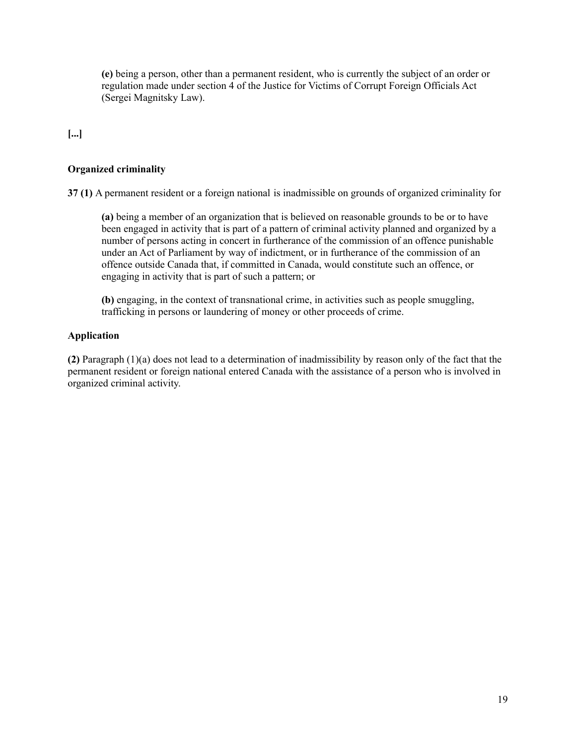**(e)** being a person, other than a permanent resident, who is currently the subject of an order or regulation made under section 4 of the Justice for Victims of Corrupt Foreign Officials Act (Sergei Magnitsky Law).

**[...]**

**Organized criminality**

**37 (1)** A permanent resident or a foreign national is inadmissible on grounds of organized criminality for

**(a)** being a member of an organization that is believed on reasonable grounds to be or to have been engaged in activity that is part of a pattern of criminal activity planned and organized by a number of persons acting in concert in furtherance of the commission of an offence punishable under an Act of Parliament by way of indictment, or in furtherance of the commission of an offence outside Canada that, if committed in Canada, would constitute such an offence, or engaging in activity that is part of such a pattern; or

**(b)** engaging, in the context of transnational crime, in activities such as people smuggling, trafficking in persons or laundering of money or other proceeds of crime.

**Application**

**(2)** Paragraph (1)(a) does not lead to a determination of inadmissibility by reason only of the fact that the permanent resident or foreign national entered Canada with the assistance of a person who is involved in organized criminal activity.